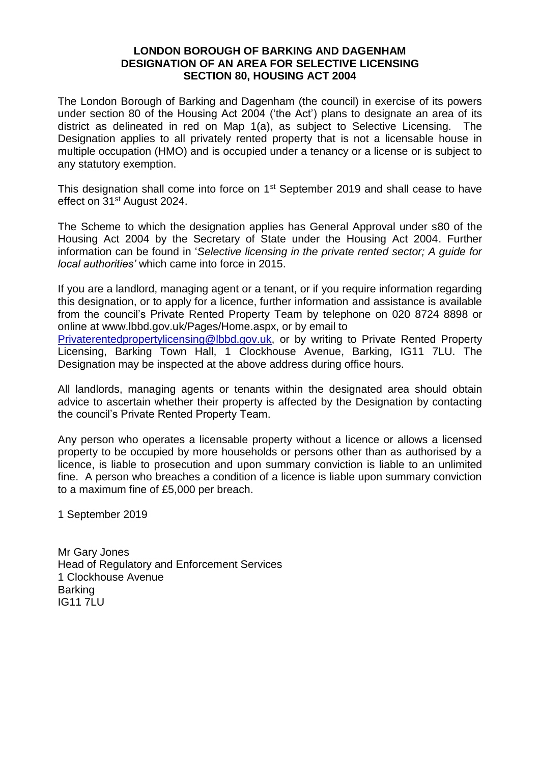**LONDON BOROUGH OF BARKING AND DAGENHAM**
**DESIGNATION OF AN AREA FOR SELECTIVE LICENSING**
**SECTION 80, HOUSING ACT 2004**

The London Borough of Barking and Dagenham (the council) in exercise of its powers under section 80 of the Housing Act 2004 ('the Act') plans to designate an area of its district as delineated in red on Map 1(a), as subject to Selective Licensing. The Designation applies to all privately rented property that is not a licensable house in multiple occupation (HMO) and is occupied under a tenancy or a license or is subject to any statutory exemption.

This designation shall come into force on 1st September 2019 and shall cease to have effect on 31st August 2024.

The Scheme to which the designation applies has General Approval under s80 of the Housing Act 2004 by the Secretary of State under the Housing Act 2004. Further information can be found in '*Selective licensing in the private rented sector; A guide for local authorities'* which came into force in 2015.

If you are a landlord, managing agent or a tenant, or if you require information regarding this designation, or to apply for a licence, further information and assistance is available from the council's Private Rented Property Team by telephone on 020 8724 8898 or online at www.lbbd.gov.uk/Pages/Home.aspx, or by email to Privaterentedpropertylicensing@lbbd.gov.uk, or by writing to Private Rented Property Licensing, Barking Town Hall, 1 Clockhouse Avenue, Barking, IG11 7LU. The Designation may be inspected at the above address during office hours.

All landlords, managing agents or tenants within the designated area should obtain advice to ascertain whether their property is affected by the Designation by contacting the council's Private Rented Property Team.

Any person who operates a licensable property without a licence or allows a licensed property to be occupied by more households or persons other than as authorised by a licence, is liable to prosecution and upon summary conviction is liable to an unlimited fine. A person who breaches a condition of a licence is liable upon summary conviction to a maximum fine of £5,000 per breach.

1 September 2019

Mr Gary Jones
Head of Regulatory and Enforcement Services
1 Clockhouse Avenue
Barking
IG11 7LU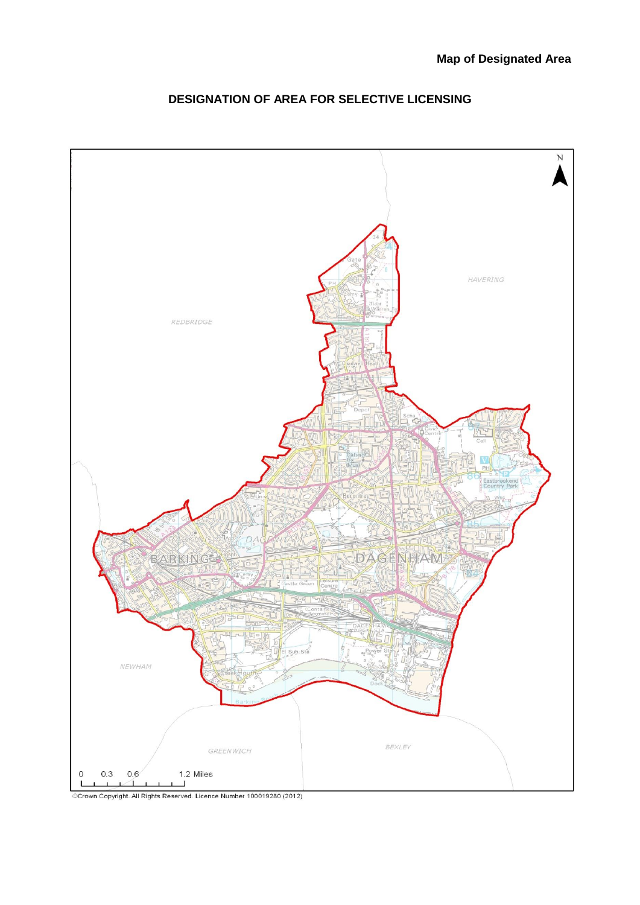**Map of Designated Area**

## DESIGNATION OF AREA FOR SELECTIVE LICENSING

N

HAVERING

REDBRIDGE

BARKING

DAGENHAM

NEWHAM

GREENWICH

BEXLEY

0 0.3 0.6 1.2 Miles

©Crown Copyright. All Rights Reserved. Licence Number 100019280 (2012)